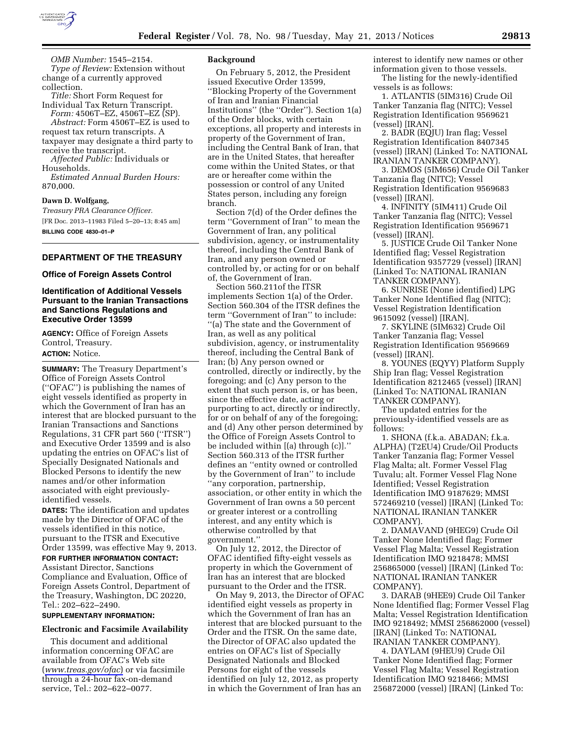*OMB Number:* 1545–2154.

*Type of Review:* Extension without change of a currently approved collection.

*Title:* Short Form Request for Individual Tax Return Transcript.

*Form:* 4506T–EZ, 4506T–EZ (SP).

*Abstract:* Form 4506T–EZ is used to request tax return transcripts. A taxpayer may designate a third party to receive the transcript.

*Affected Public:* Individuals or Households.

*Estimated Annual Burden Hours:* 870,000.

**Dawn D. Wolfgang,**

*Treasury PRA Clearance Officer.*

[FR Doc. 2013–11983 Filed 5–20–13; 8:45 am]

**BILLING CODE 4830–01–P**

## DEPARTMENT OF THE TREASURY

### Office of Foreign Assets Control

### Identification of Additional Vessels Pursuant to the Iranian Transactions and Sanctions Regulations and Executive Order 13599

**AGENCY:** Office of Foreign Assets Control, Treasury.

**ACTION:** Notice.

**SUMMARY:** The Treasury Department's Office of Foreign Assets Control ("OFAC") is publishing the names of eight vessels identified as property in which the Government of Iran has an interest that are blocked pursuant to the Iranian Transactions and Sanctions Regulations, 31 CFR part 560 ("ITSR") and Executive Order 13599 and is also updating the entries on OFAC's list of Specially Designated Nationals and Blocked Persons to identify the new names and/or other information associated with eight previously-identified vessels.

**DATES:** The identification and updates made by the Director of OFAC of the vessels identified in this notice, pursuant to the ITSR and Executive Order 13599, was effective May 9, 2013.

**FOR FURTHER INFORMATION CONTACT:** Assistant Director, Sanctions Compliance and Evaluation, Office of Foreign Assets Control, Department of the Treasury, Washington, DC 20220, Tel.: 202–622–2490.

**SUPPLEMENTARY INFORMATION:**

**Electronic and Facsimile Availability**

This document and additional information concerning OFAC are available from OFAC's Web site (*www.treas.gov/ofac*) or via facsimile through a 24-hour fax-on-demand service, Tel.: 202–622–0077.

**Background**

On February 5, 2012, the President issued Executive Order 13599, "Blocking Property of the Government of Iran and Iranian Financial Institutions" (the "Order"). Section 1(a) of the Order blocks, with certain exceptions, all property and interests in property of the Government of Iran, including the Central Bank of Iran, that are in the United States, that hereafter come within the United States, or that are or hereafter come within the possession or control of any United States person, including any foreign branch.

Section 7(d) of the Order defines the term "Government of Iran" to mean the Government of Iran, any political subdivision, agency, or instrumentality thereof, including the Central Bank of Iran, and any person owned or controlled by, or acting for or on behalf of, the Government of Iran.

Section 560.211of the ITSR implements Section 1(a) of the Order. Section 560.304 of the ITSR defines the term "Government of Iran" to include: "(a) The state and the Government of Iran, as well as any political subdivision, agency, or instrumentality thereof, including the Central Bank of Iran; (b) Any person owned or controlled, directly or indirectly, by the foregoing; and (c) Any person to the extent that such person is, or has been, since the effective date, acting or purporting to act, directly or indirectly, for or on behalf of any of the foregoing; and (d) Any other person determined by the Office of Foreign Assets Control to be included within [(a) through (c)]." Section 560.313 of the ITSR further defines an "entity owned or controlled by the Government of Iran" to include "any corporation, partnership, association, or other entity in which the Government of Iran owns a 50 percent or greater interest or a controlling interest, and any entity which is otherwise controlled by that government."

On July 12, 2012, the Director of OFAC identified fifty-eight vessels as property in which the Government of Iran has an interest that are blocked pursuant to the Order and the ITSR.

On May 9, 2013, the Director of OFAC identified eight vessels as property in which the Government of Iran has an interest that are blocked pursuant to the Order and the ITSR. On the same date, the Director of OFAC also updated the entries on OFAC's list of Specially Designated Nationals and Blocked Persons for eight of the vessels identified on July 12, 2012, as property in which the Government of Iran has an interest to identify new names or other information given to those vessels.

The listing for the newly-identified vessels is as follows:

1. ATLANTIS (5IM316) Crude Oil Tanker Tanzania flag (NITC); Vessel Registration Identification 9569621 (vessel) [IRAN].
2. BADR (EQJU) Iran flag; Vessel Registration Identification 8407345 (vessel) [IRAN] (Linked To: NATIONAL IRANIAN TANKER COMPANY).
3. DEMOS (5IM656) Crude Oil Tanker Tanzania flag (NITC); Vessel Registration Identification 9569683 (vessel) [IRAN].
4. INFINITY (5IM411) Crude Oil Tanker Tanzania flag (NITC); Vessel Registration Identification 9569671 (vessel) [IRAN].
5. JUSTICE Crude Oil Tanker None Identified flag; Vessel Registration Identification 9357729 (vessel) [IRAN] (Linked To: NATIONAL IRANIAN TANKER COMPANY).
6. SUNRISE (None identified) LPG Tanker None Identified flag (NITC); Vessel Registration Identification 9615092 (vessel) [IRAN].
7. SKYLINE (5IM632) Crude Oil Tanker Tanzania flag; Vessel Registration Identification 9569669 (vessel) [IRAN].
8. YOUNES (EQYY) Platform Supply Ship Iran flag; Vessel Registration Identification 8212465 (vessel) [IRAN] (Linked To: NATIONAL IRANIAN TANKER COMPANY).

The updated entries for the previously-identified vessels are as follows:

1. SHONA (f.k.a. ABADAN; f.k.a. ALPHA) (T2EU4) Crude/Oil Products Tanker Tanzania flag; Former Vessel Flag Malta; alt. Former Vessel Flag Tuvalu; alt. Former Vessel Flag None Identified; Vessel Registration Identification IMO 9187629; MMSI 572469210 (vessel) [IRAN] (Linked To: NATIONAL IRANIAN TANKER COMPANY).
2. DAMAVAND (9HEG9) Crude Oil Tanker None Identified flag; Former Vessel Flag Malta; Vessel Registration Identification IMO 9218478; MMSI 256865000 (vessel) [IRAN] (Linked To: NATIONAL IRANIAN TANKER COMPANY).
3. DARAB (9HEE9) Crude Oil Tanker None Identified flag; Former Vessel Flag Malta; Vessel Registration Identification IMO 9218492; MMSI 256862000 (vessel) [IRAN] (Linked To: NATIONAL IRANIAN TANKER COMPANY).
4. DAYLAM (9HEU9) Crude Oil Tanker None Identified flag; Former Vessel Flag Malta; Vessel Registration Identification IMO 9218466; MMSI 256872000 (vessel) [IRAN] (Linked To: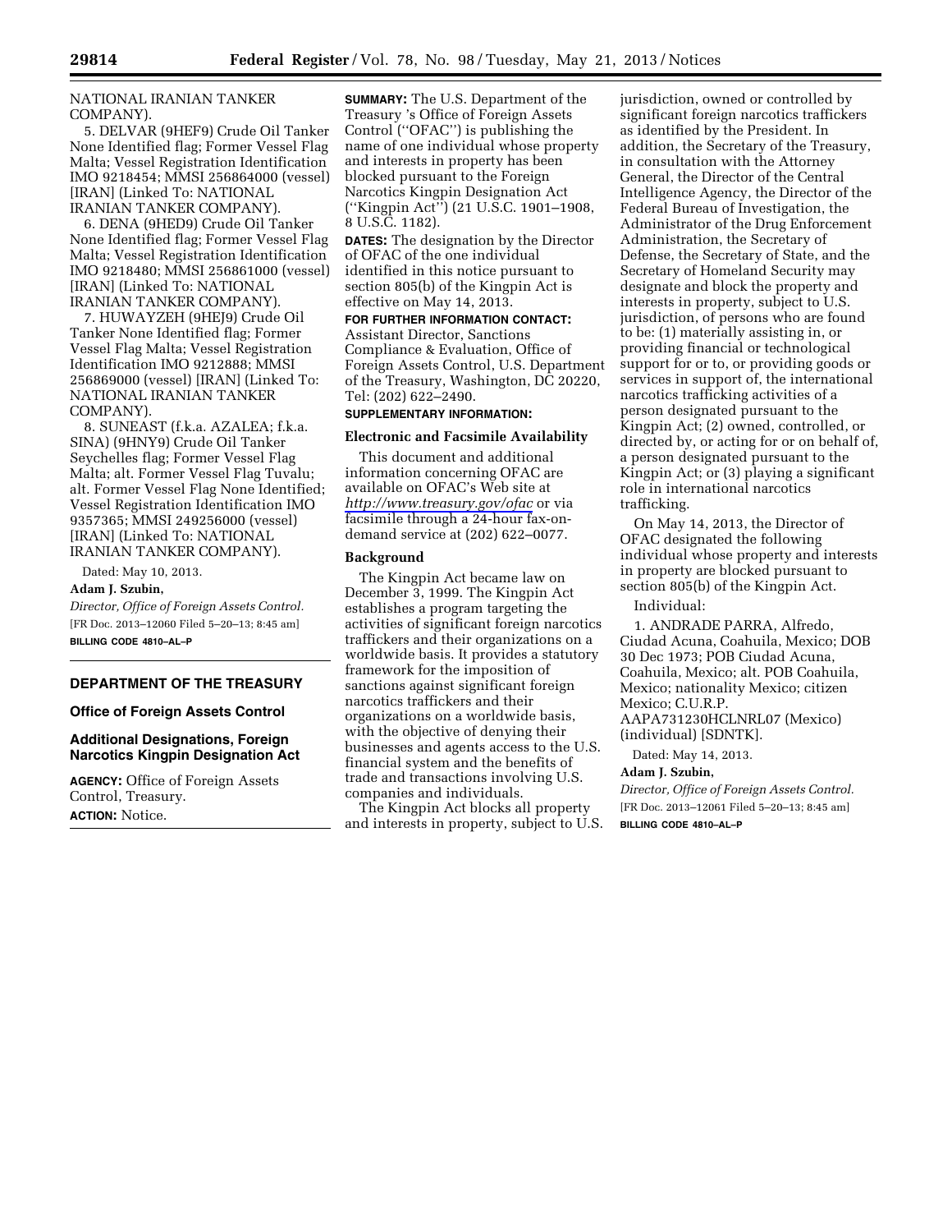NATIONAL IRANIAN TANKER COMPANY).

5. DELVAR (9HEF9) Crude Oil Tanker None Identified flag; Former Vessel Flag Malta; Vessel Registration Identification IMO 9218454; MMSI 256864000 (vessel) [IRAN] (Linked To: NATIONAL IRANIAN TANKER COMPANY).

6. DENA (9HED9) Crude Oil Tanker None Identified flag; Former Vessel Flag Malta; Vessel Registration Identification IMO 9218480; MMSI 256861000 (vessel) [IRAN] (Linked To: NATIONAL IRANIAN TANKER COMPANY).

7. HUWAYZEH (9HEJ9) Crude Oil Tanker None Identified flag; Former Vessel Flag Malta; Vessel Registration Identification IMO 9212888; MMSI 256869000 (vessel) [IRAN] (Linked To: NATIONAL IRANIAN TANKER COMPANY).

8. SUNEAST (f.k.a. AZALEA; f.k.a. SINA) (9HNY9) Crude Oil Tanker Seychelles flag; Former Vessel Flag Malta; alt. Former Vessel Flag Tuvalu; alt. Former Vessel Flag None Identified; Vessel Registration Identification IMO 9357365; MMSI 249256000 (vessel) [IRAN] (Linked To: NATIONAL IRANIAN TANKER COMPANY).

Dated: May 10, 2013.

**Adam J. Szubin,**

*Director, Office of Foreign Assets Control.*

[FR Doc. 2013–12060 Filed 5–20–13; 8:45 am]

**BILLING CODE 4810–AL–P**

## DEPARTMENT OF THE TREASURY

### Office of Foreign Assets Control

### Additional Designations, Foreign Narcotics Kingpin Designation Act

**AGENCY:** Office of Foreign Assets Control, Treasury.

**ACTION:** Notice.

**SUMMARY:** The U.S. Department of the Treasury 's Office of Foreign Assets Control (''OFAC'') is publishing the name of one individual whose property and interests in property has been blocked pursuant to the Foreign Narcotics Kingpin Designation Act (''Kingpin Act'') (21 U.S.C. 1901–1908, 8 U.S.C. 1182).

**DATES:** The designation by the Director of OFAC of the one individual identified in this notice pursuant to section 805(b) of the Kingpin Act is effective on May 14, 2013.

**FOR FURTHER INFORMATION CONTACT:** Assistant Director, Sanctions Compliance & Evaluation, Office of Foreign Assets Control, U.S. Department of the Treasury, Washington, DC 20220, Tel: (202) 622–2490.

**SUPPLEMENTARY INFORMATION:**

#### Electronic and Facsimile Availability

This document and additional information concerning OFAC are available on OFAC's Web site at *http://www.treasury.gov/ofac* or via facsimile through a 24-hour fax-on-demand service at (202) 622–0077.

#### Background

The Kingpin Act became law on December 3, 1999. The Kingpin Act establishes a program targeting the activities of significant foreign narcotics traffickers and their organizations on a worldwide basis. It provides a statutory framework for the imposition of sanctions against significant foreign narcotics traffickers and their organizations on a worldwide basis, with the objective of denying their businesses and agents access to the U.S. financial system and the benefits of trade and transactions involving U.S. companies and individuals.

The Kingpin Act blocks all property and interests in property, subject to U.S. jurisdiction, owned or controlled by significant foreign narcotics traffickers as identified by the President. In addition, the Secretary of the Treasury, in consultation with the Attorney General, the Director of the Central Intelligence Agency, the Director of the Federal Bureau of Investigation, the Administrator of the Drug Enforcement Administration, the Secretary of Defense, the Secretary of State, and the Secretary of Homeland Security may designate and block the property and interests in property, subject to U.S. jurisdiction, of persons who are found to be: (1) materially assisting in, or providing financial or technological support for or to, or providing goods or services in support of, the international narcotics trafficking activities of a person designated pursuant to the Kingpin Act; (2) owned, controlled, or directed by, or acting for or on behalf of, a person designated pursuant to the Kingpin Act; or (3) playing a significant role in international narcotics trafficking.

On May 14, 2013, the Director of OFAC designated the following individual whose property and interests in property are blocked pursuant to section 805(b) of the Kingpin Act.

Individual:

1. ANDRADE PARRA, Alfredo, Ciudad Acuna, Coahuila, Mexico; DOB 30 Dec 1973; POB Ciudad Acuna, Coahuila, Mexico; alt. POB Coahuila, Mexico; nationality Mexico; citizen Mexico; C.U.R.P. AAPA731230HCLNRL07 (Mexico) (individual) [SDNTK].

Dated: May 14, 2013.

**Adam J. Szubin,**

*Director, Office of Foreign Assets Control.*

[FR Doc. 2013–12061 Filed 5–20–13; 8:45 am]

**BILLING CODE 4810–AL–P**